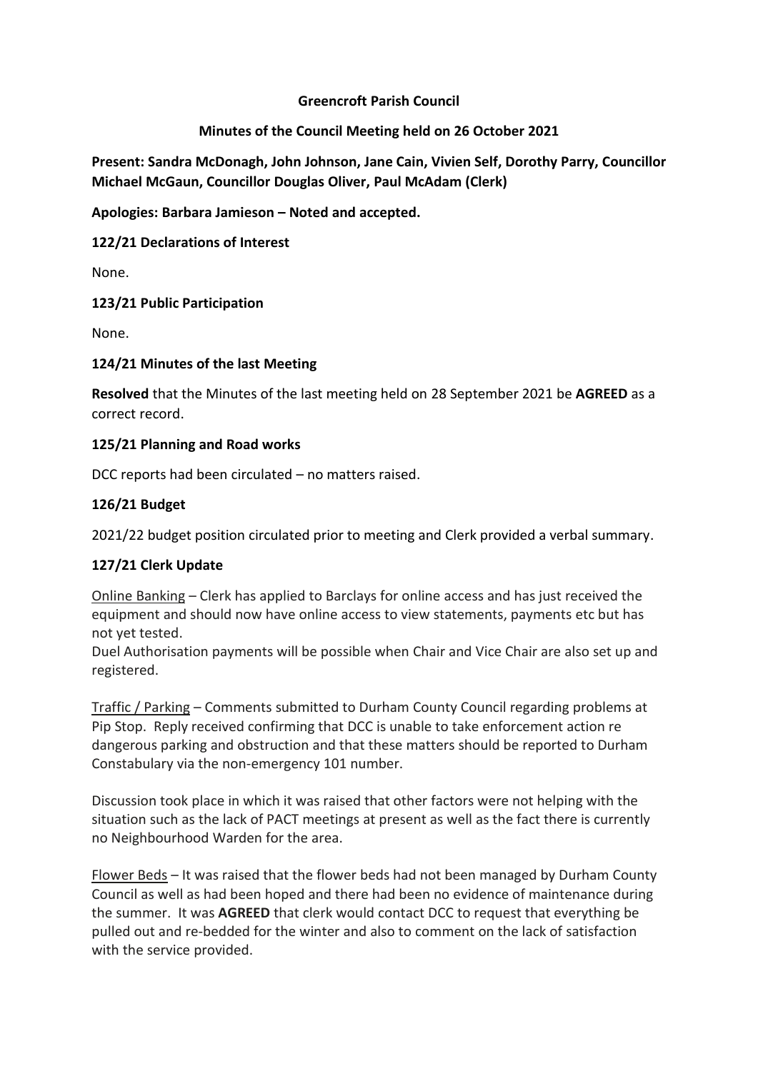# Greencroft Parish Council

## Minutes of the Council Meeting held on 26 October 2021

**Present: Sandra McDonagh, John Johnson, Jane Cain, Vivien Self, Dorothy Parry, Councillor Michael McGaun, Councillor Douglas Oliver, Paul McAdam (Clerk)**

**Apologies: Barbara Jamieson – Noted and accepted.**

### 122/21 Declarations of Interest

None.

### 123/21 Public Participation

None.

### 124/21 Minutes of the last Meeting

**Resolved** that the Minutes of the last meeting held on 28 September 2021 be **AGREED** as a correct record.

### 125/21 Planning and Road works

DCC reports had been circulated – no matters raised.

### 126/21 Budget

2021/22 budget position circulated prior to meeting and Clerk provided a verbal summary.

### 127/21 Clerk Update

Online Banking – Clerk has applied to Barclays for online access and has just received the equipment and should now have online access to view statements, payments etc but has not yet tested.
Duel Authorisation payments will be possible when Chair and Vice Chair are also set up and registered.

Traffic / Parking – Comments submitted to Durham County Council regarding problems at Pip Stop. Reply received confirming that DCC is unable to take enforcement action re dangerous parking and obstruction and that these matters should be reported to Durham Constabulary via the non-emergency 101 number.

Discussion took place in which it was raised that other factors were not helping with the situation such as the lack of PACT meetings at present as well as the fact there is currently no Neighbourhood Warden for the area.

Flower Beds – It was raised that the flower beds had not been managed by Durham County Council as well as had been hoped and there had been no evidence of maintenance during the summer. It was **AGREED** that clerk would contact DCC to request that everything be pulled out and re-bedded for the winter and also to comment on the lack of satisfaction with the service provided.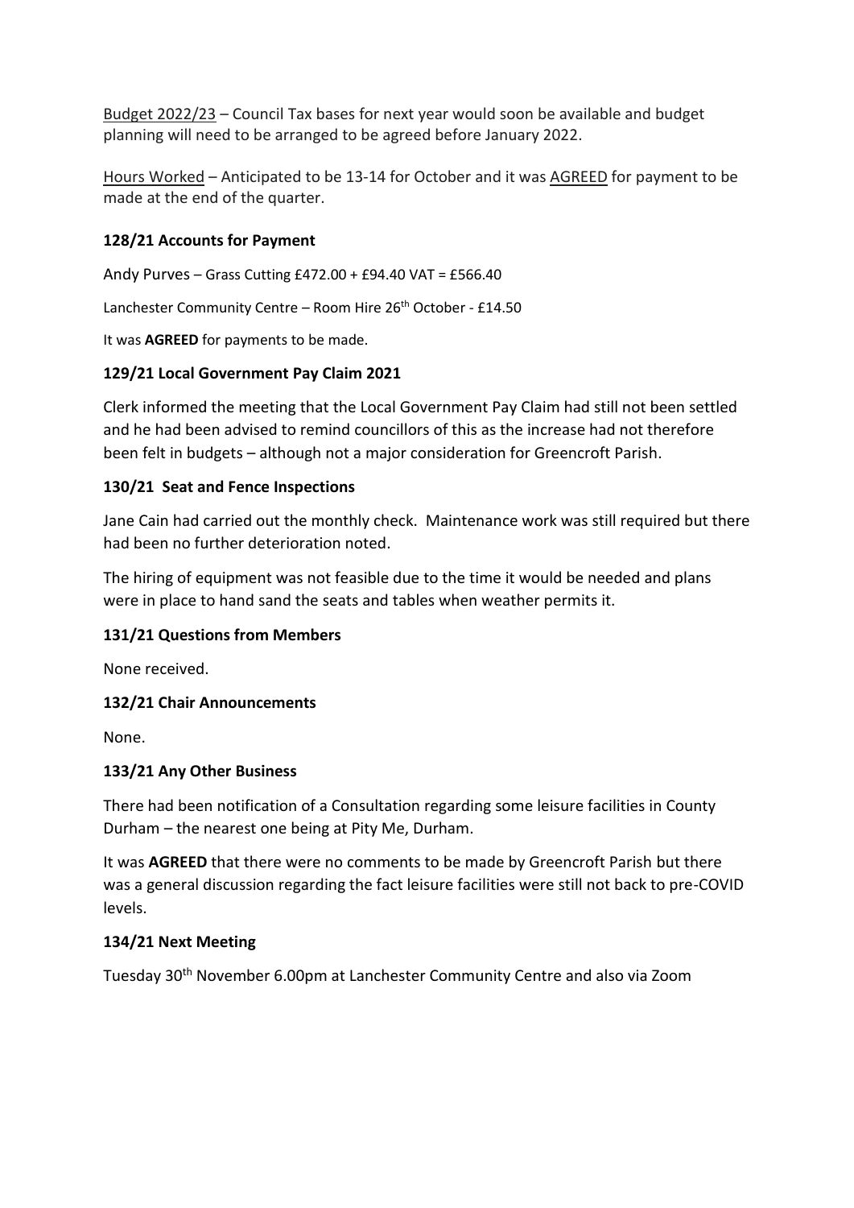Budget 2022/23 – Council Tax bases for next year would soon be available and budget planning will need to be arranged to be agreed before January 2022.

Hours Worked – Anticipated to be 13-14 for October and it was AGREED for payment to be made at the end of the quarter.

### 128/21 Accounts for Payment

Andy Purves – Grass Cutting £472.00 + £94.40 VAT = £566.40

Lanchester Community Centre – Room Hire 26th October - £14.50

It was **AGREED** for payments to be made.

### 129/21 Local Government Pay Claim 2021

Clerk informed the meeting that the Local Government Pay Claim had still not been settled and he had been advised to remind councillors of this as the increase had not therefore been felt in budgets – although not a major consideration for Greencroft Parish.

### 130/21 Seat and Fence Inspections

Jane Cain had carried out the monthly check. Maintenance work was still required but there had been no further deterioration noted.

The hiring of equipment was not feasible due to the time it would be needed and plans were in place to hand sand the seats and tables when weather permits it.

### 131/21 Questions from Members

None received.

### 132/21 Chair Announcements

None.

### 133/21 Any Other Business

There had been notification of a Consultation regarding some leisure facilities in County Durham – the nearest one being at Pity Me, Durham.

It was **AGREED** that there were no comments to be made by Greencroft Parish but there was a general discussion regarding the fact leisure facilities were still not back to pre-COVID levels.

### 134/21 Next Meeting

Tuesday 30th November 6.00pm at Lanchester Community Centre and also via Zoom